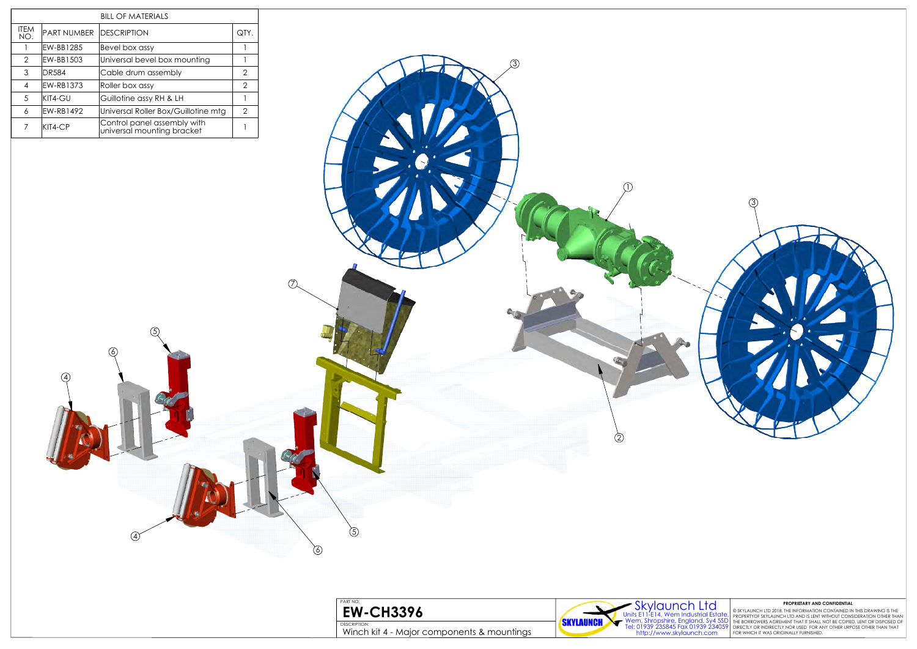| BILL OF MATERIALS | | | |
|---|---|---|---|
| ITEM NO. | PART NUMBER | DESCRIPTION | QTY. |
| 1 | EW-BB1285 | Bevel box assy | 1 |
| 2 | EW-BB1503 | Universal bevel box mounting | 1 |
| 3 | DR584 | Cable drum assembly | 2 |
| 4 | EW-RB1373 | Roller box assy | 2 |
| 5 | KIT4-GU | Guillotine assy RH & LH | 1 |
| 6 | EW-RB1492 | Universal Roller Box/Guillotine mtg | 2 |
| 7 | KIT4-CP | Control panel assembly with universal mounting bracket | 1 |

3

1

3

7

5

6

4

2

4

5

6

PART NO:

**EW-CH3396**

DESCRIPTION:

Winch kit 4 - Major components & mountings

SKYLAUNCH

Skylaunch Ltd
Units E11-E14, Wem Industrial Estate,
Wem, Shropshire, England. Sy4 5SD
Tel: 01939 235845 Fax 01939 234059
http://www.skylaunch.com

**PROPRIETARY AND CONFIDENTIAL**

© SKYLAUNCH LTD 2018. THE INFORMATION CONTAINED IN THIS DRAWING IS THE PROPERTYOF SKYLAUNCH LTD AND IS LENT WITHOUT CONSIDERATION OTHER THAN THE BORROWERS AGREEMENT THAT IT SHALL NOT BE COPIED, LENT OR DISPOSED OF DIRECTLY OR INDIRECTLY NOR USED FOR ANY OTHER URPOSE OTHER THAN THAT FOR WHICH IT WAS ORIGINALLY FURNISHED.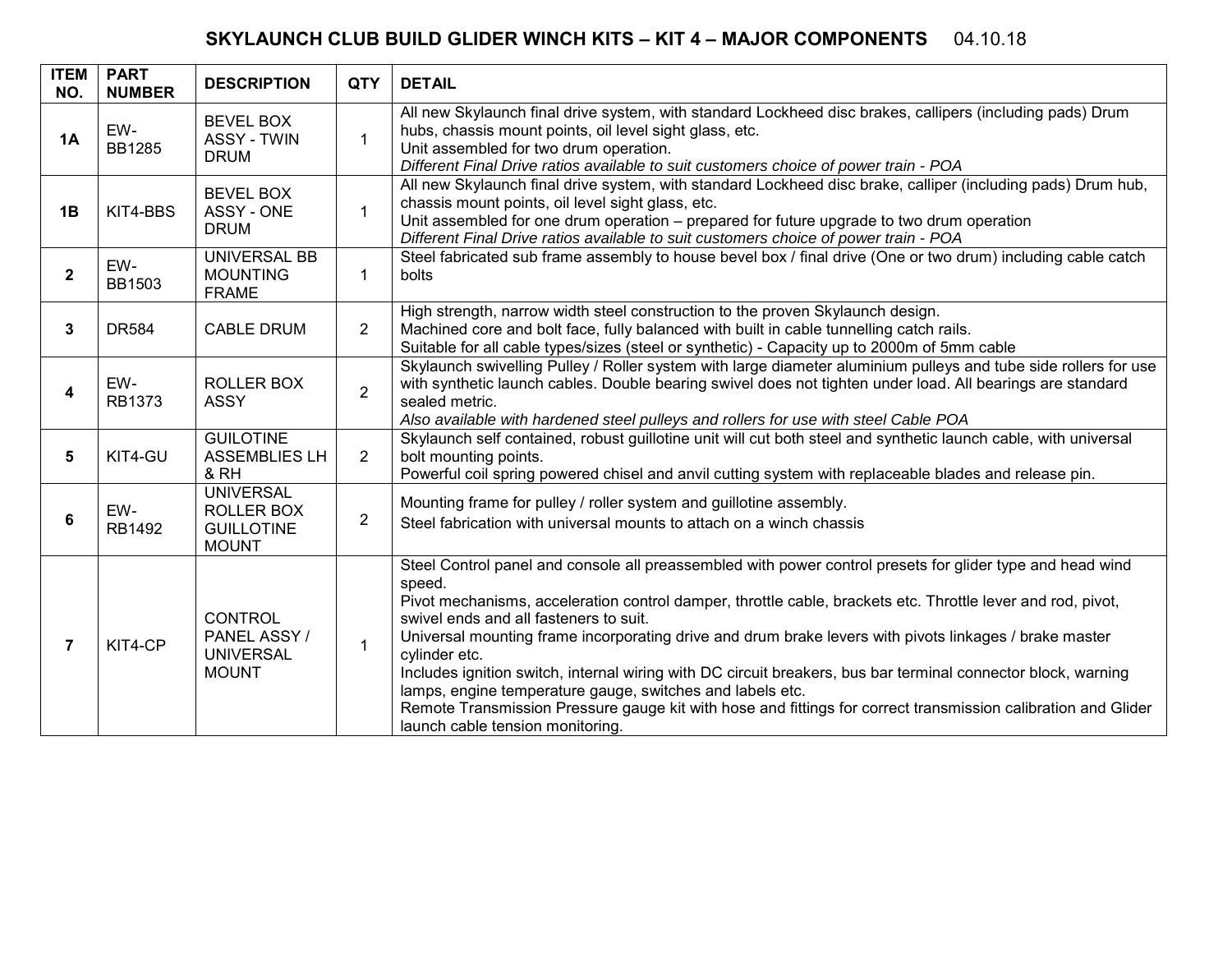## SKYLAUNCH CLUB BUILD GLIDER WINCH KITS – KIT 4 – MAJOR COMPONENTS 04.10.18

| ITEM NO. | PART NUMBER | DESCRIPTION | QTY | DETAIL |
|---|---|---|---|---|
| **1A** | EW-BB1285 | BEVEL BOX ASSY - TWIN DRUM | 1 | All new Skylaunch final drive system, with standard Lockheed disc brakes, callipers (including pads) Drum hubs, chassis mount points, oil level sight glass, etc.<br>Unit assembled for two drum operation.<br>*Different Final Drive ratios available to suit customers choice of power train - POA* |
| **1B** | KIT4-BBS | BEVEL BOX ASSY - ONE DRUM | 1 | All new Skylaunch final drive system, with standard Lockheed disc brake, calliper (including pads) Drum hub, chassis mount points, oil level sight glass, etc.<br>Unit assembled for one drum operation – prepared for future upgrade to two drum operation<br>*Different Final Drive ratios available to suit customers choice of power train - POA* |
| **2** | EW-BB1503 | UNIVERSAL BB MOUNTING FRAME | 1 | Steel fabricated sub frame assembly to house bevel box / final drive (One or two drum) including cable catch bolts |
| **3** | DR584 | CABLE DRUM | 2 | High strength, narrow width steel construction to the proven Skylaunch design.<br>Machined core and bolt face, fully balanced with built in cable tunnelling catch rails.<br>Suitable for all cable types/sizes (steel or synthetic) - Capacity up to 2000m of 5mm cable |
| **4** | EW-RB1373 | ROLLER BOX ASSY | 2 | Skylaunch swivelling Pulley / Roller system with large diameter aluminium pulleys and tube side rollers for use with synthetic launch cables. Double bearing swivel does not tighten under load. All bearings are standard sealed metric.<br>*Also available with hardened steel pulleys and rollers for use with steel Cable POA* |
| **5** | KIT4-GU | GUILOTINE ASSEMBLIES LH & RH | 2 | Skylaunch self contained, robust guillotine unit will cut both steel and synthetic launch cable, with universal bolt mounting points.<br>Powerful coil spring powered chisel and anvil cutting system with replaceable blades and release pin. |
| **6** | EW-RB1492 | UNIVERSAL ROLLER BOX GUILLOTINE MOUNT | 2 | Mounting frame for pulley / roller system and guillotine assembly.<br>Steel fabrication with universal mounts to attach on a winch chassis |
| **7** | KIT4-CP | CONTROL PANEL ASSY / UNIVERSAL MOUNT | 1 | Steel Control panel and console all preassembled with power control presets for glider type and head wind speed.<br>Pivot mechanisms, acceleration control damper, throttle cable, brackets etc. Throttle lever and rod, pivot, swivel ends and all fasteners to suit.<br>Universal mounting frame incorporating drive and drum brake levers with pivots linkages / brake master cylinder etc.<br>Includes ignition switch, internal wiring with DC circuit breakers, bus bar terminal connector block, warning lamps, engine temperature gauge, switches and labels etc.<br>Remote Transmission Pressure gauge kit with hose and fittings for correct transmission calibration and Glider launch cable tension monitoring. |